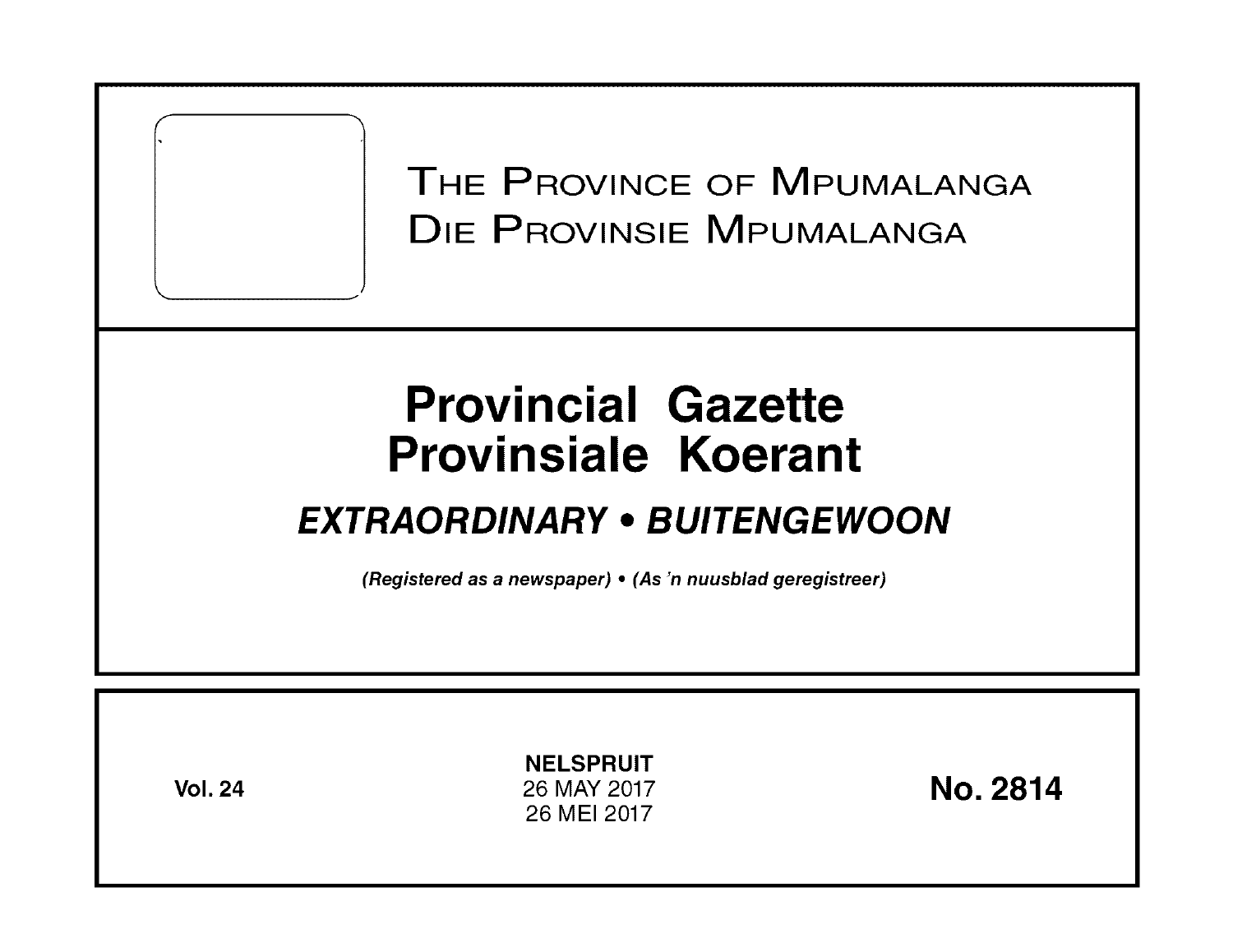THE PROVINCE OF MPUMALANGA
DIE PROVINSIE MPUMALANGA

# Provincial Gazette
# Provinsiale Koerant

## *EXTRAORDINARY • BUITENGEWOON*

***(Registered as a newspaper) • (As 'n nuusblad geregistreer)***

**Vol. 24**

**NELSPRUIT**
26 MAY 2017
26 MEI 2017

**No. 2814**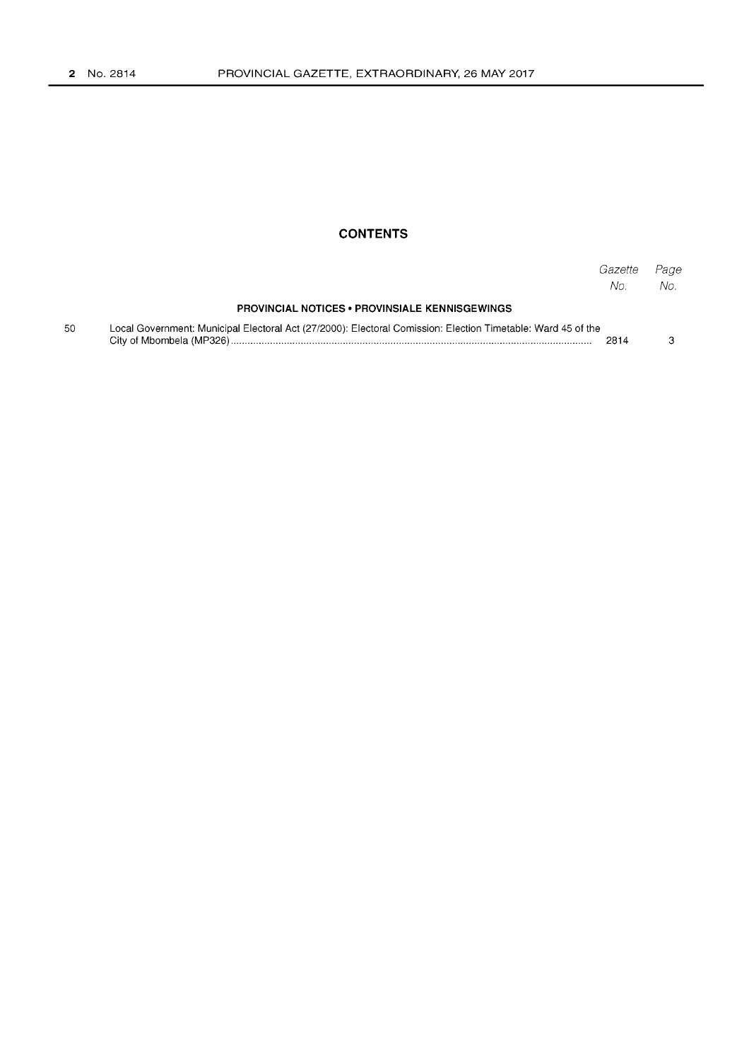## CONTENTS

| | | *Gazette No.* | *Page No.* |
|---|---|---|---|
| | **PROVINCIAL NOTICES • PROVINSIALE KENNISGEWINGS** | | |
| 50 | Local Government: Municipal Electoral Act (27/2000): Electoral Comission: Election Timetable: Ward 45 of the City of Mbombela (MP326) | 2814 | 3 |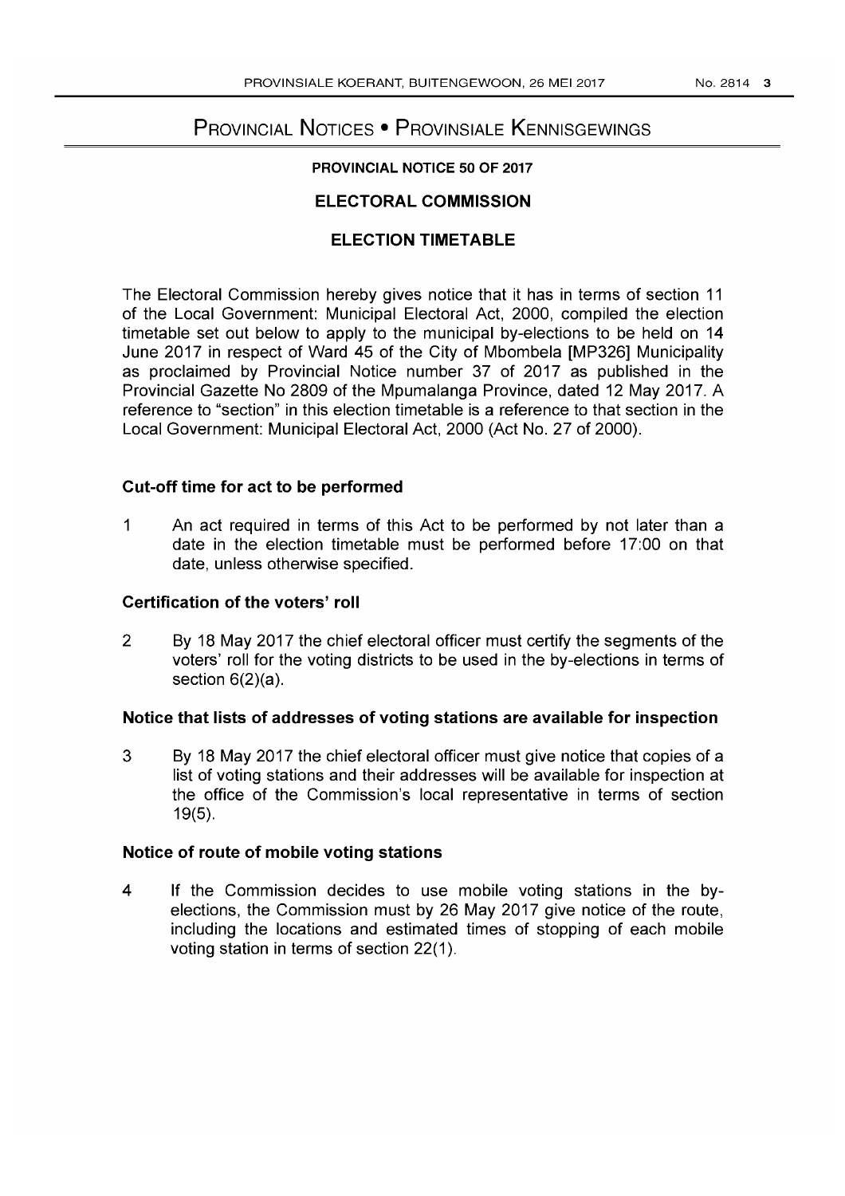# Provincial Notices • Provinsiale Kennisgewings

## PROVINCIAL NOTICE 50 OF 2017

## ELECTORAL COMMISSION

## ELECTION TIMETABLE

The Electoral Commission hereby gives notice that it has in terms of section 11 of the Local Government: Municipal Electoral Act, 2000, compiled the election timetable set out below to apply to the municipal by-elections to be held on 14 June 2017 in respect of Ward 45 of the City of Mbombela [MP326] Municipality as proclaimed by Provincial Notice number 37 of 2017 as published in the Provincial Gazette No 2809 of the Mpumalanga Province, dated 12 May 2017. A reference to "section" in this election timetable is a reference to that section in the Local Government: Municipal Electoral Act, 2000 (Act No. 27 of 2000).

### Cut-off time for act to be performed

1 An act required in terms of this Act to be performed by not later than a date in the election timetable must be performed before 17:00 on that date, unless otherwise specified.

### Certification of the voters' roll

2 By 18 May 2017 the chief electoral officer must certify the segments of the voters' roll for the voting districts to be used in the by-elections in terms of section 6(2)(a).

### Notice that lists of addresses of voting stations are available for inspection

3 By 18 May 2017 the chief electoral officer must give notice that copies of a list of voting stations and their addresses will be available for inspection at the office of the Commission's local representative in terms of section 19(5).

### Notice of route of mobile voting stations

4 If the Commission decides to use mobile voting stations in the by-elections, the Commission must by 26 May 2017 give notice of the route, including the locations and estimated times of stopping of each mobile voting station in terms of section 22(1).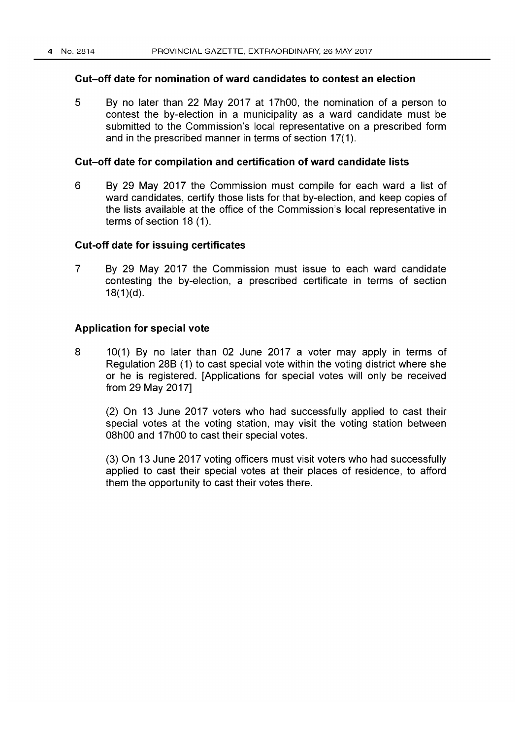### Cut–off date for nomination of ward candidates to contest an election

5 By no later than 22 May 2017 at 17h00, the nomination of a person to contest the by-election in a municipality as a ward candidate must be submitted to the Commission's local representative on a prescribed form and in the prescribed manner in terms of section 17(1).

### Cut–off date for compilation and certification of ward candidate lists

6 By 29 May 2017 the Commission must compile for each ward a list of ward candidates, certify those lists for that by-election, and keep copies of the lists available at the office of the Commission's local representative in terms of section 18 (1).

### Cut-off date for issuing certificates

7 By 29 May 2017 the Commission must issue to each ward candidate contesting the by-election, a prescribed certificate in terms of section 18(1)(d).

### Application for special vote

8 10(1) By no later than 02 June 2017 a voter may apply in terms of Regulation 28B (1) to cast special vote within the voting district where she or he is registered. [Applications for special votes will only be received from 29 May 2017]

(2) On 13 June 2017 voters who had successfully applied to cast their special votes at the voting station, may visit the voting station between 08h00 and 17h00 to cast their special votes.

(3) On 13 June 2017 voting officers must visit voters who had successfully applied to cast their special votes at their places of residence, to afford them the opportunity to cast their votes there.